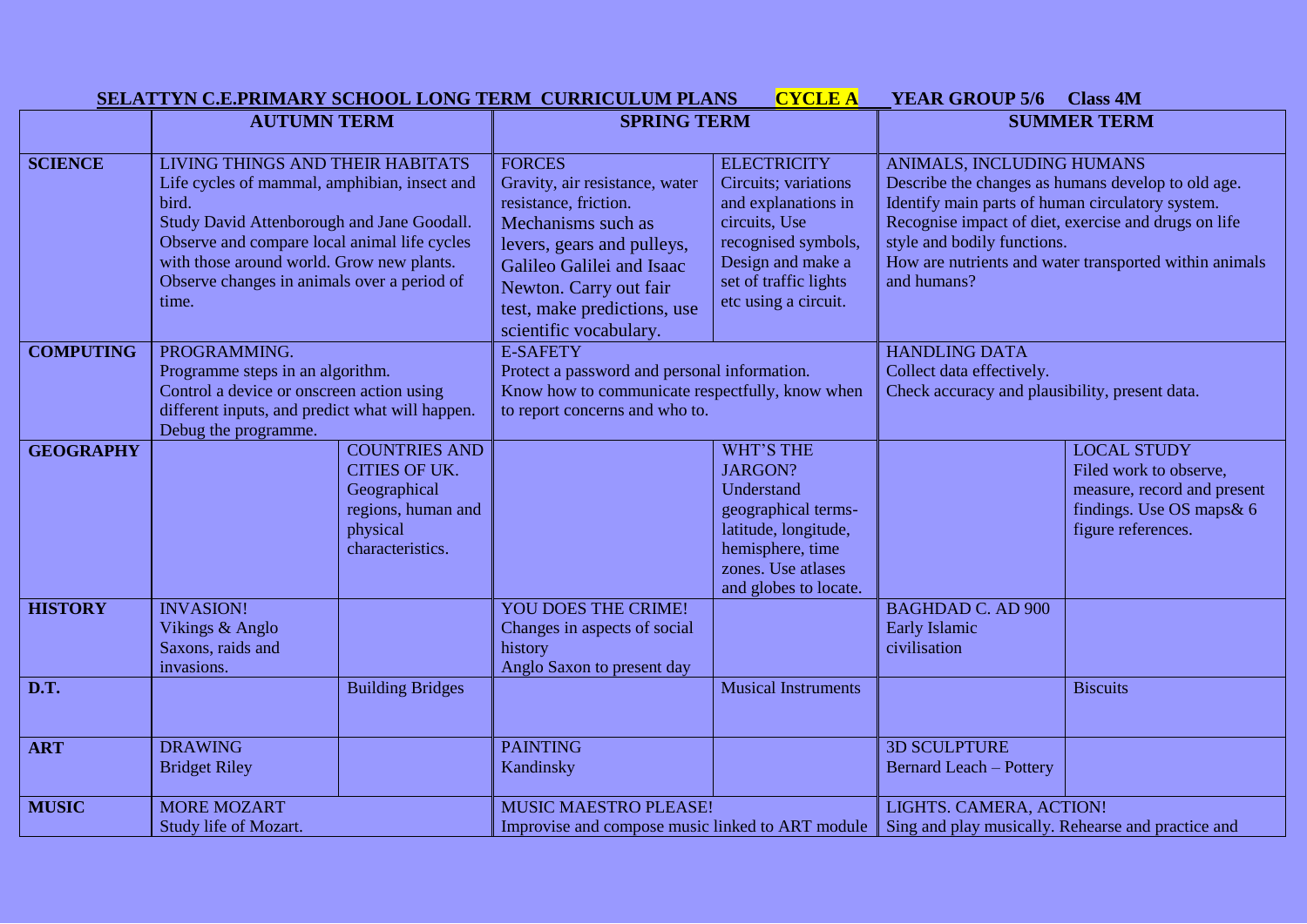## SELATTYN C.E.PRIMARY SCHOOL LONG TERM CURRICULUM PLANS **CYCLE A** YEAR GROUP 5/6 Class 4M

| | AUTUMN TERM | | SPRING TERM | | SUMMER TERM | |
|---|---|---|---|---|---|---|
| **SCIENCE** | LIVING THINGS AND THEIR HABITATS Life cycles of mammal, amphibian, insect and bird. Study David Attenborough and Jane Goodall. Observe and compare local animal life cycles with those around world. Grow new plants. Observe changes in animals over a period of time. | | FORCES Gravity, air resistance, water resistance, friction. Mechanisms such as levers, gears and pulleys, Galileo Galilei and Isaac Newton. Carry out fair test, make predictions, use scientific vocabulary. | ELECTRICITY Circuits; variations and explanations in circuits, Use recognised symbols, Design and make a set of traffic lights etc using a circuit. | ANIMALS, INCLUDING HUMANS Describe the changes as humans develop to old age. Identify main parts of human circulatory system. Recognise impact of diet, exercise and drugs on life style and bodily functions. How are nutrients and water transported within animals and humans? | |
| **COMPUTING** | PROGRAMMING. Programme steps in an algorithm. Control a device or onscreen action using different inputs, and predict what will happen. Debug the programme. | | E-SAFETY Protect a password and personal information. Know how to communicate respectfully, know when to report concerns and who to. | | HANDLING DATA Collect data effectively. Check accuracy and plausibility, present data. | |
| **GEOGRAPHY** | | COUNTRIES AND CITIES OF UK. Geographical regions, human and physical characteristics. | | WHT'S THE JARGON? Understand geographical terms- latitude, longitude, hemisphere, time zones. Use atlases and globes to locate. | | LOCAL STUDY Filed work to observe, measure, record and present findings. Use OS maps& 6 figure references. |
| **HISTORY** | INVASION! Vikings & Anglo Saxons, raids and invasions. | | YOU DOES THE CRIME! Changes in aspects of social history Anglo Saxon to present day | | BAGHDAD C. AD 900 Early Islamic civilisation | |
| **D.T.** | | Building Bridges | | Musical Instruments | | Biscuits |
| **ART** | DRAWING Bridget Riley | | PAINTING Kandinsky | | 3D SCULPTURE Bernard Leach – Pottery | |
| **MUSIC** | MORE MOZART Study life of Mozart. | | MUSIC MAESTRO PLEASE! Improvise and compose music linked to ART module | | LIGHTS. CAMERA, ACTION! Sing and play musically. Rehearse and practice and | |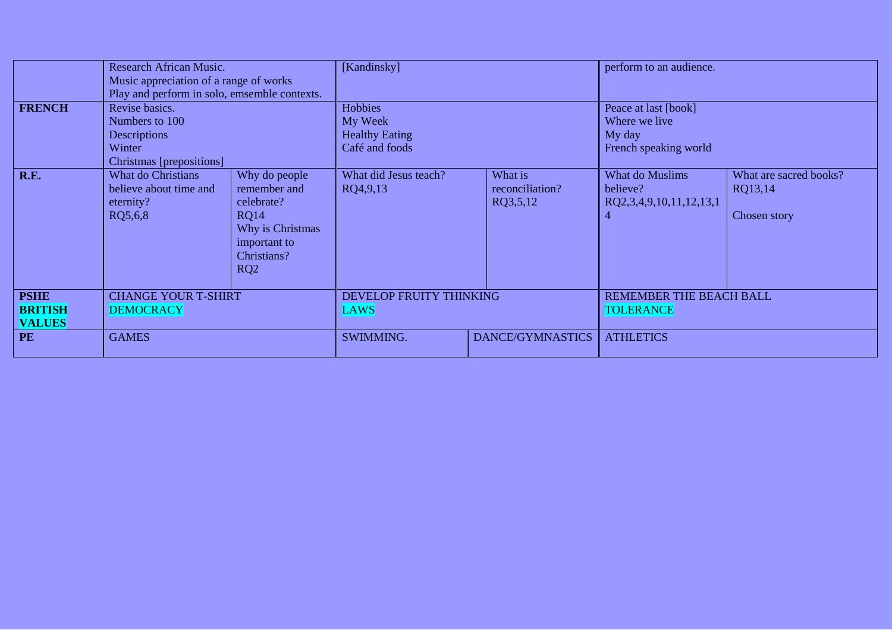| | | | | | | |
|---|---|---|---|---|---|---|
| | Research African Music.<br>Music appreciation of a range of works<br>Play and perform in solo, emsemble contexts. | | [Kandinsky] | | perform to an audience. | |
| **FRENCH** | Revise basics.<br>Numbers to 100<br>Descriptions<br>Winter<br>Christmas [prepositions] | | Hobbies<br>My Week<br>Healthy Eating<br>Café and foods | | Peace at last [book]<br>Where we live<br>My day<br>French speaking world | |
| **R.E.** | What do Christians believe about time and eternity?<br>RQ5,6,8 | Why do people remember and celebrate?<br>RQ14<br>Why is Christmas important to Christians?<br>RQ2 | What did Jesus teach?<br>RQ4,9,13 | What is reconciliation?<br>RQ3,5,12 | What do Muslims believe?<br>RQ2,3,4,9,10,11,12,13,14 | What are sacred books?<br>RQ13,14<br><br>Chosen story |
| **PSHE**<br>**BRITISH VALUES** | CHANGE YOUR T-SHIRT<br>DEMOCRACY | | DEVELOP FRUITY THINKING<br>LAWS | | REMEMBER THE BEACH BALL<br>TOLERANCE | |
| **PE** | GAMES | | SWIMMING. | DANCE/GYMNASTICS | ATHLETICS | |